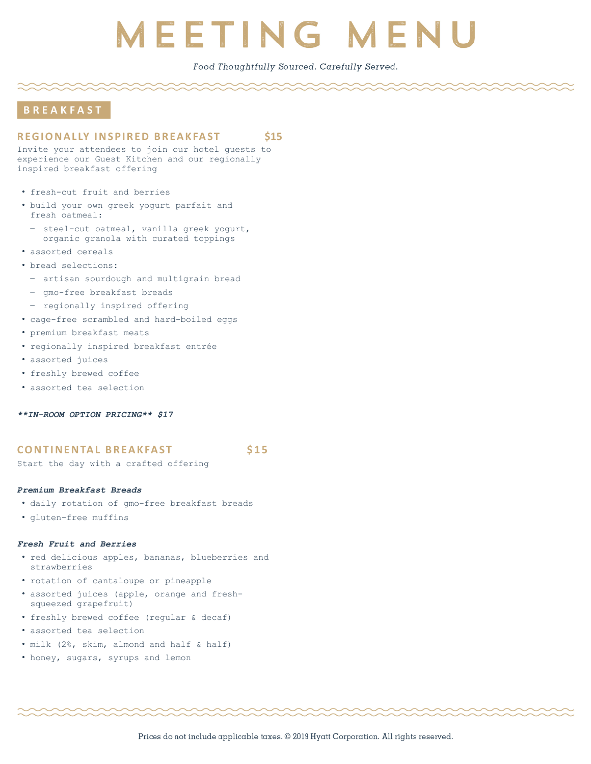# MEETING MENU

*Food Thoughtfully Sourced. Carefully Served.*

## BREAKFAST

### REGIONALLY INSPIRED BREAKFAST $15

Invite your attendees to join our hotel guests to experience our Guest Kitchen and our regionally inspired breakfast offering

- fresh-cut fruit and berries
- build your own greek yogurt parfait and fresh oatmeal:
  - steel-cut oatmeal, vanilla greek yogurt, organic granola with curated toppings
- assorted cereals
- bread selections:
  - artisan sourdough and multigrain bread
  - gmo-free breakfast breads
  - regionally inspired offering
- cage-free scrambled and hard-boiled eggs
- premium breakfast meats
- regionally inspired breakfast entrée
- assorted juices
- freshly brewed coffee
- assorted tea selection

***\*\*IN-ROOM OPTION PRICING\*\* $17***

### CONTINENTAL BREAKFAST $15

Start the day with a crafted offering

***Premium Breakfast Breads***

- daily rotation of gmo-free breakfast breads
- gluten-free muffins

***Fresh Fruit and Berries***

- red delicious apples, bananas, blueberries and strawberries
- rotation of cantaloupe or pineapple
- assorted juices (apple, orange and fresh-squeezed grapefruit)
- freshly brewed coffee (regular & decaf)
- assorted tea selection
- milk (2%, skim, almond and half & half)
- honey, sugars, syrups and lemon

Prices do not include applicable taxes. © 2019 Hyatt Corporation. All rights reserved.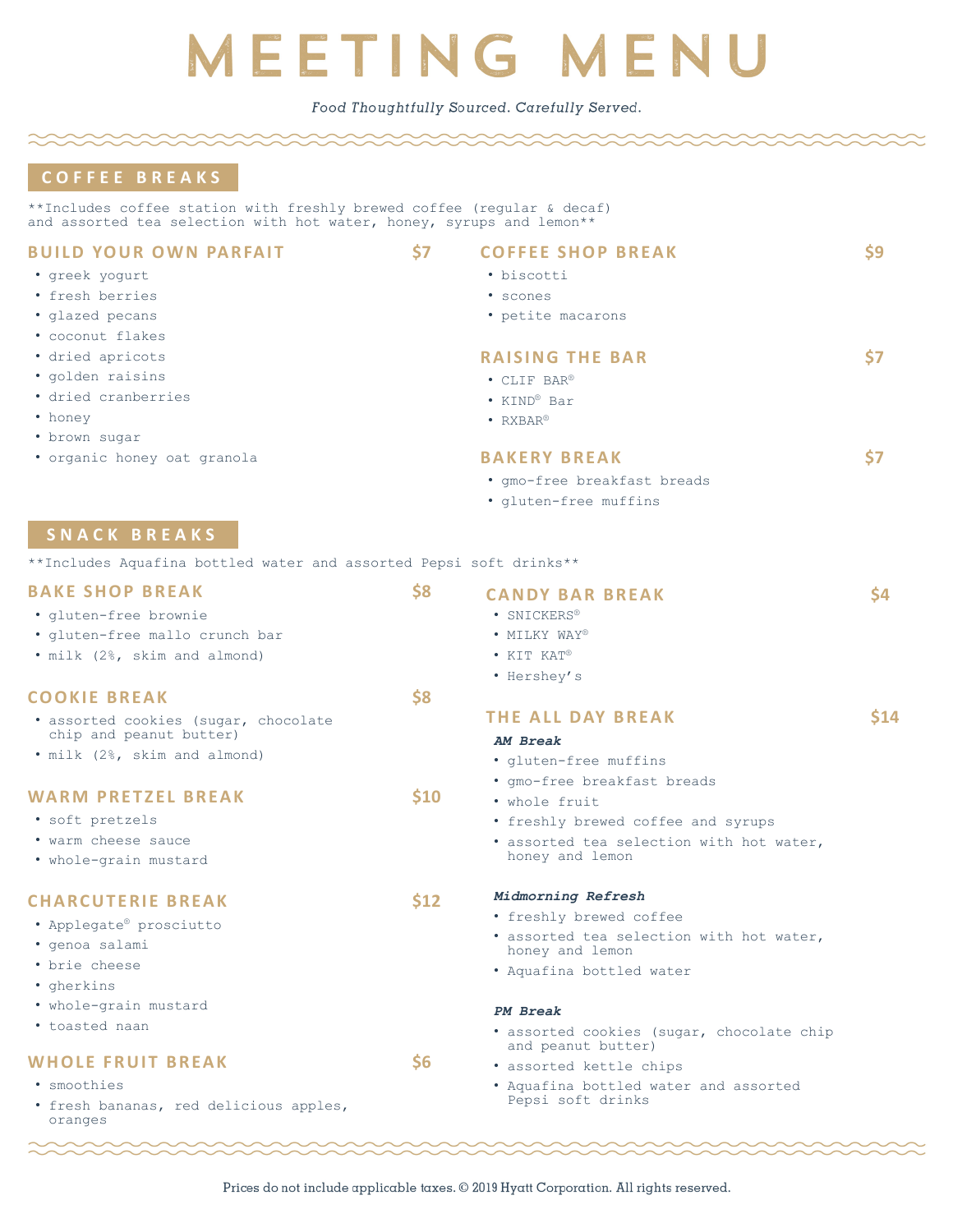# MEETING MENU

*Food Thoughtfully Sourced. Carefully Served.*

## COFFEE BREAKS

**Includes coffee station with freshly brewed coffee (regular & decaf) and assorted tea selection with hot water, honey, syrups and lemon**

### BUILD YOUR OWN PARFAIT — $7

- greek yogurt
- fresh berries
- glazed pecans
- coconut flakes
- dried apricots
- golden raisins
- dried cranberries
- honey
- brown sugar
- organic honey oat granola

### COFFEE SHOP BREAK — $9

- biscotti
- scones
- petite macarons

### RAISING THE BAR — $7

- CLIF BAR®
- KIND® Bar
- RXBAR®

### BAKERY BREAK — $7

- gmo-free breakfast breads
- gluten-free muffins

## SNACK BREAKS

**Includes Aquafina bottled water and assorted Pepsi soft drinks**

### BAKE SHOP BREAK — $8

- gluten-free brownie
- gluten-free mallo crunch bar
- milk (2%, skim and almond)

### COOKIE BREAK — $8

- assorted cookies (sugar, chocolate chip and peanut butter)
- milk (2%, skim and almond)

### WARM PRETZEL BREAK — $10

- soft pretzels
- warm cheese sauce
- whole-grain mustard

### CHARCUTERIE BREAK — $12

- Applegate® prosciutto
- genoa salami
- brie cheese
- gherkins
- whole-grain mustard
- toasted naan

### WHOLE FRUIT BREAK — $6

- smoothies
- fresh bananas, red delicious apples, oranges

### CANDY BAR BREAK — $4

- SNICKERS®
- MILKY WAY®
- KIT KAT®
- Hershey's

### THE ALL DAY BREAK — $14

***AM Break***

- gluten-free muffins
- gmo-free breakfast breads
- whole fruit
- freshly brewed coffee and syrups
- assorted tea selection with hot water, honey and lemon

***Midmorning Refresh***

- freshly brewed coffee
- assorted tea selection with hot water, honey and lemon
- Aquafina bottled water

***PM Break***

- assorted cookies (sugar, chocolate chip and peanut butter)
- assorted kettle chips
- Aquafina bottled water and assorted Pepsi soft drinks

Prices do not include applicable taxes. © 2019 Hyatt Corporation. All rights reserved.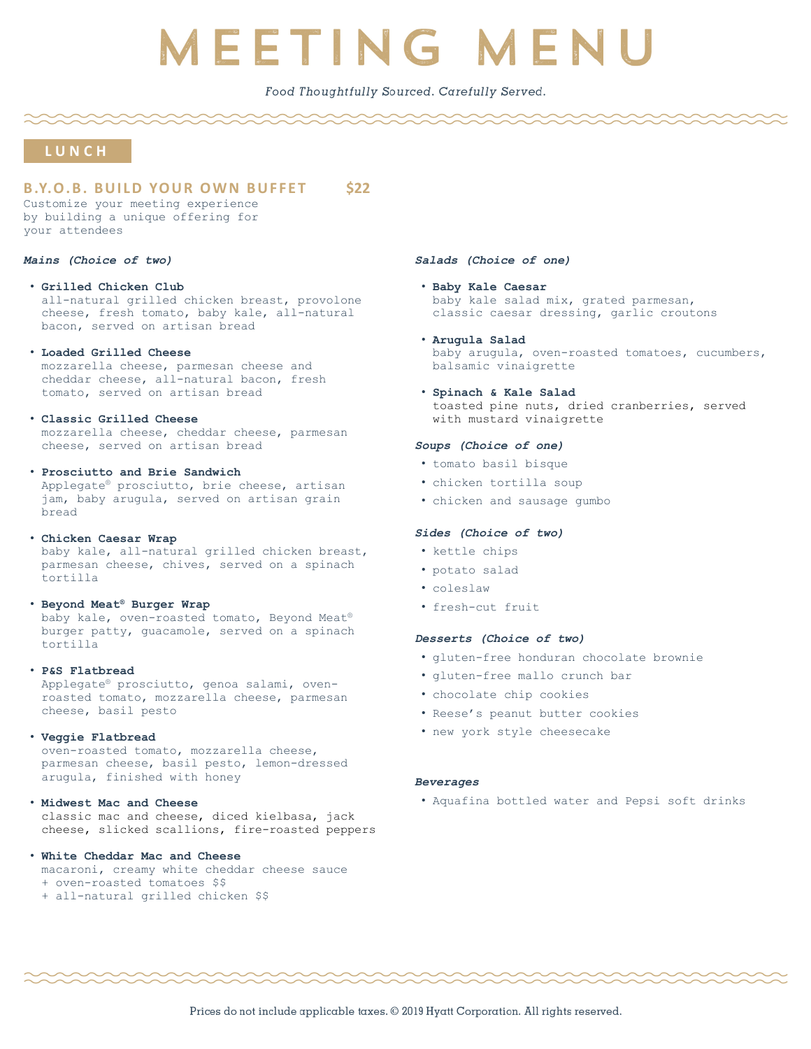# MEETING MENU

*Food Thoughtfully Sourced. Carefully Served.*

## LUNCH

### B.Y.O.B. BUILD YOUR OWN BUFFET $22

Customize your meeting experience by building a unique offering for your attendees

***Mains (Choice of two)***

- **Grilled Chicken Club**
  all-natural grilled chicken breast, provolone cheese, fresh tomato, baby kale, all-natural bacon, served on artisan bread
- **Loaded Grilled Cheese**
  mozzarella cheese, parmesan cheese and cheddar cheese, all-natural bacon, fresh tomato, served on artisan bread
- **Classic Grilled Cheese**
  mozzarella cheese, cheddar cheese, parmesan cheese, served on artisan bread
- **Prosciutto and Brie Sandwich**
  Applegate® prosciutto, brie cheese, artisan jam, baby arugula, served on artisan grain bread
- **Chicken Caesar Wrap**
  baby kale, all-natural grilled chicken breast, parmesan cheese, chives, served on a spinach tortilla
- **Beyond Meat® Burger Wrap**
  baby kale, oven-roasted tomato, Beyond Meat® burger patty, guacamole, served on a spinach tortilla
- **P&S Flatbread**
  Applegate® prosciutto, genoa salami, oven-roasted tomato, mozzarella cheese, parmesan cheese, basil pesto
- **Veggie Flatbread**
  oven-roasted tomato, mozzarella cheese, parmesan cheese, basil pesto, lemon-dressed arugula, finished with honey
- **Midwest Mac and Cheese**
  classic mac and cheese, diced kielbasa, jack cheese, slicked scallions, fire-roasted peppers
- **White Cheddar Mac and Cheese**
  macaroni, creamy white cheddar cheese sauce
  + oven-roasted tomatoes $$
  + all-natural grilled chicken $$

***Salads (Choice of one)***

- **Baby Kale Caesar**
  baby kale salad mix, grated parmesan, classic caesar dressing, garlic croutons
- **Arugula Salad**
  baby arugula, oven-roasted tomatoes, cucumbers, balsamic vinaigrette
- **Spinach & Kale Salad**
  toasted pine nuts, dried cranberries, served with mustard vinaigrette

***Soups (Choice of one)***

- tomato basil bisque
- chicken tortilla soup
- chicken and sausage gumbo

***Sides (Choice of two)***

- kettle chips
- potato salad
- coleslaw
- fresh-cut fruit

***Desserts (Choice of two)***

- gluten-free honduran chocolate brownie
- gluten-free mallo crunch bar
- chocolate chip cookies
- Reese's peanut butter cookies
- new york style cheesecake

***Beverages***

- Aquafina bottled water and Pepsi soft drinks

Prices do not include applicable taxes. © 2019 Hyatt Corporation. All rights reserved.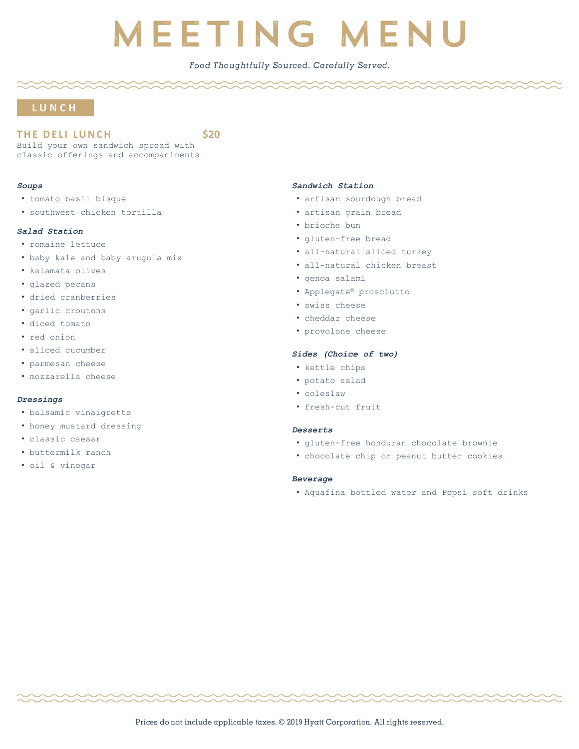# MEETING MENU

*Food Thoughtfully Sourced. Carefully Served.*

## LUNCH

### THE DELI LUNCH $20

Build your own sandwich spread with classic offerings and accompaniments

***Soups***

- tomato basil bisque
- southwest chicken tortilla

***Salad Station***

- romaine lettuce
- baby kale and baby arugula mix
- kalamata olives
- glazed pecans
- dried cranberries
- garlic croutons
- diced tomato
- red onion
- sliced cucumber
- parmesan cheese
- mozzarella cheese

***Dressings***

- balsamic vinaigrette
- honey mustard dressing
- classic caesar
- buttermilk ranch
- oil & vinegar

***Sandwich Station***

- artisan sourdough bread
- artisan grain bread
- brioche bun
- gluten-free bread
- all-natural sliced turkey
- all-natural chicken breast
- genoa salami
- Applegate® prosciutto
- swiss cheese
- cheddar cheese
- provolone cheese

***Sides (Choice of two)***

- kettle chips
- potato salad
- coleslaw
- fresh-cut fruit

***Desserts***

- gluten-free honduran chocolate brownie
- chocolate chip or peanut butter cookies

***Beverage***

- Aquafina bottled water and Pepsi soft drinks

Prices do not include applicable taxes. © 2019 Hyatt Corporation. All rights reserved.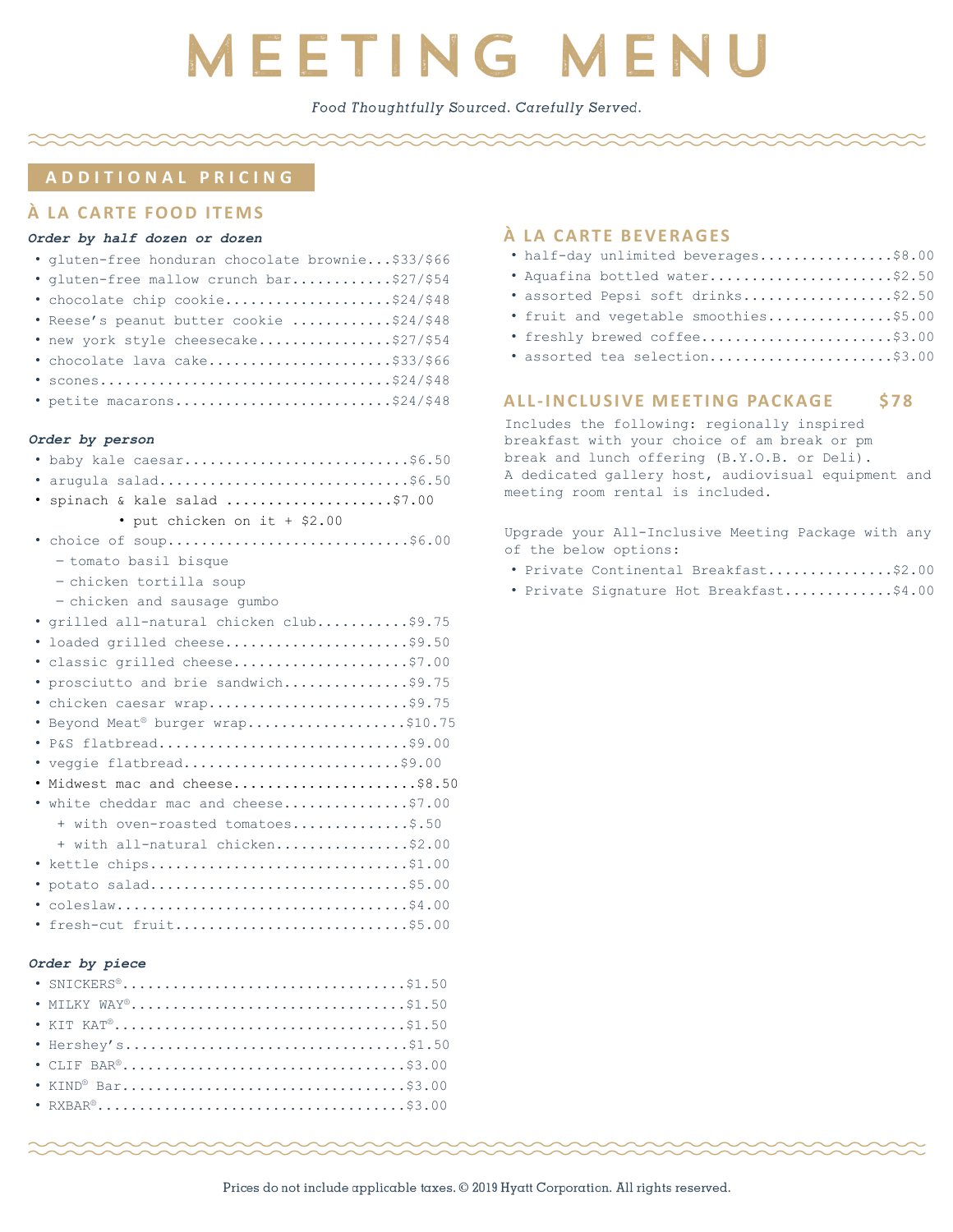# MEETING MENU

*Food Thoughtfully Sourced. Carefully Served.*

## ADDITIONAL PRICING

### À LA CARTE FOOD ITEMS

***Order by half dozen or dozen***

- gluten-free honduran chocolate brownie...$33/$66
- gluten-free mallow crunch bar............$27/$54
- chocolate chip cookie....................$24/$48
- Reese's peanut butter cookie ............$24/$48
- new york style cheesecake................$27/$54
- chocolate lava cake......................$33/$66
- scones...................................$24/$48
- petite macarons..........................$24/$48

***Order by person***

- baby kale caesar...........................$6.50
- arugula salad..............................$6.50
- spinach & kale salad ......................$7.00
  - put chicken on it + $2.00
- choice of soup.............................$6.00
  - tomato basil bisque
  - chicken tortilla soup
  - chicken and sausage gumbo
- grilled all-natural chicken club...........$9.75
- loaded grilled cheese......................$9.50
- classic grilled cheese.....................$7.00
- prosciutto and brie sandwich...............$9.75
- chicken caesar wrap........................$9.75
- Beyond Meat® burger wrap...................$10.75
- P&S flatbread..............................$9.00
- veggie flatbread...........................$9.00
- Midwest mac and cheese.....................$8.50
- white cheddar mac and cheese...............$7.00
  - + with oven-roasted tomatoes.............$.50
  - + with all-natural chicken...............$2.00
- kettle chips...............................$1.00
- potato salad...............................$5.00
- coleslaw...................................$4.00
- fresh-cut fruit............................$5.00

***Order by piece***

- SNICKERS®..................................$1.50
- MILKY WAY®.................................$1.50
- KIT KAT®...................................$1.50
- Hershey's..................................$1.50
- CLIF BAR®..................................$3.00
- KIND® Bar..................................$3.00
- RXBAR®.....................................$3.00

### À LA CARTE BEVERAGES

- half-day unlimited beverages................$8.00
- Aquafina bottled water......................$2.50
- assorted Pepsi soft drinks..................$2.50
- fruit and vegetable smoothies...............$5.00
- freshly brewed coffee.......................$3.00
- assorted tea selection......................$3.00

### ALL-INCLUSIVE MEETING PACKAGE $78

Includes the following: regionally inspired breakfast with your choice of am break or pm break and lunch offering (B.Y.O.B. or Deli). A dedicated gallery host, audiovisual equipment and meeting room rental is included.

Upgrade your All-Inclusive Meeting Package with any of the below options:

- Private Continental Breakfast...............$2.00
- Private Signature Hot Breakfast.............$4.00

Prices do not include applicable taxes. © 2019 Hyatt Corporation. All rights reserved.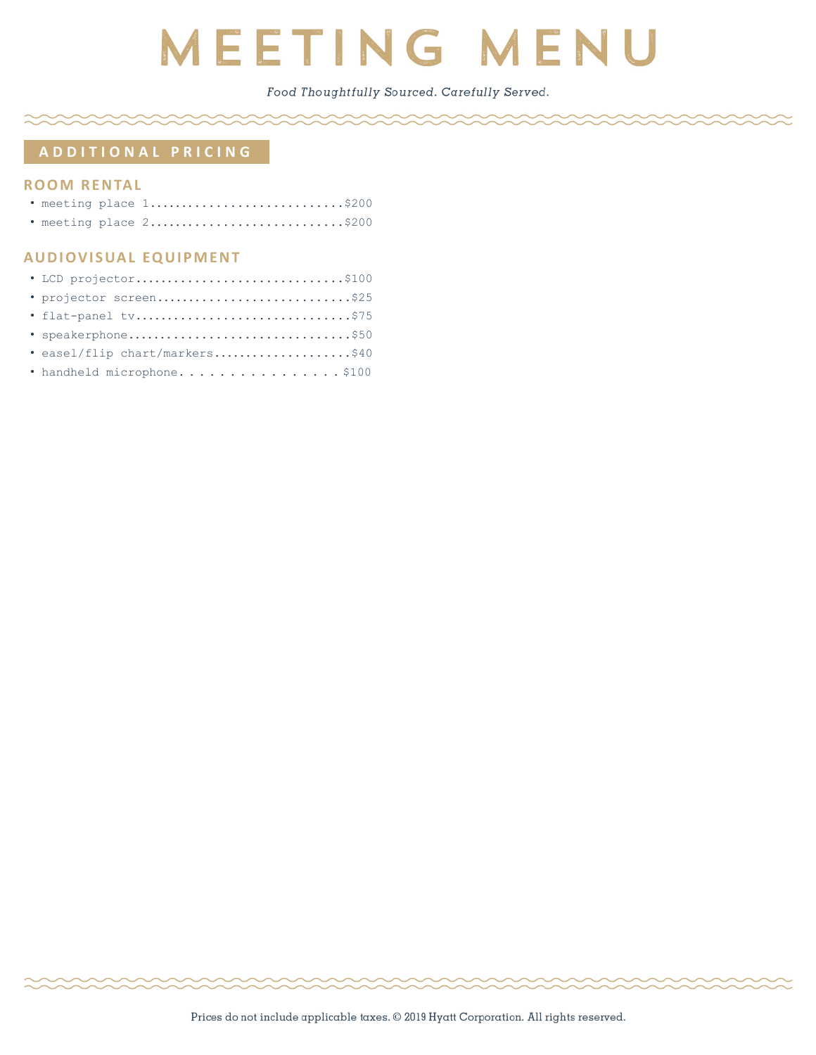# MEETING MENU

*Food Thoughtfully Sourced. Carefully Served.*

## ADDITIONAL PRICING

### ROOM RENTAL

- meeting place 1............................$200
- meeting place 2............................$200

### AUDIOVISUAL EQUIPMENT

- LCD projector..............................$100
- projector screen............................$25
- flat-panel tv...............................$75
- speakerphone................................$50
- easel/flip chart/markers....................$40
- handheld microphone. . . . . . . . . . . . . . . . . $100

Prices do not include applicable taxes. © 2019 Hyatt Corporation. All rights reserved.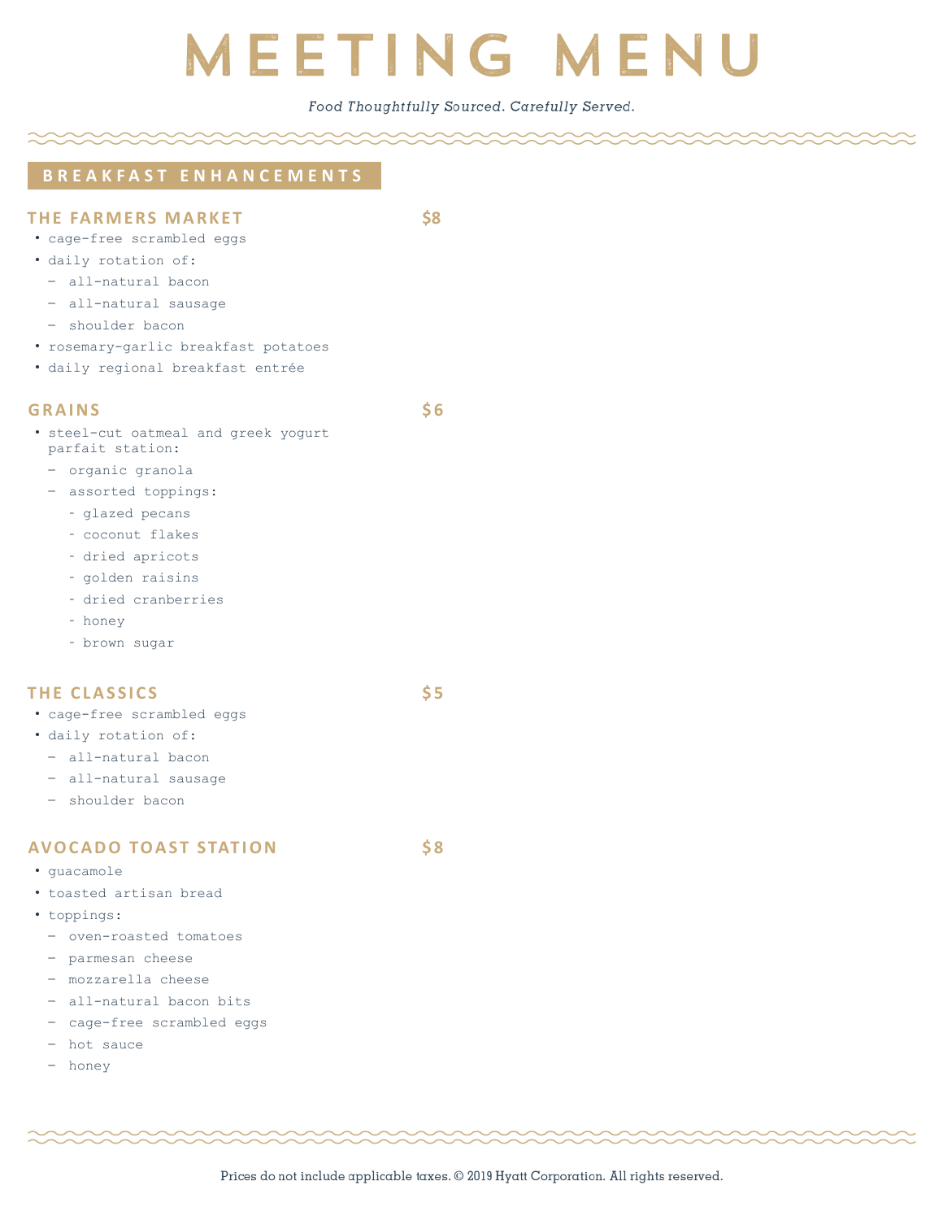# MEETING MENU

*Food Thoughtfully Sourced. Carefully Served.*

## BREAKFAST ENHANCEMENTS

### THE FARMERS MARKET $8

- cage-free scrambled eggs
- daily rotation of:
  - all-natural bacon
  - all-natural sausage
  - shoulder bacon
- rosemary-garlic breakfast potatoes
- daily regional breakfast entrée

### GRAINS $6

- steel-cut oatmeal and greek yogurt parfait station:
  - organic granola
  - assorted toppings:
    - glazed pecans
    - coconut flakes
    - dried apricots
    - golden raisins
    - dried cranberries
    - honey
    - brown sugar

### THE CLASSICS $5

- cage-free scrambled eggs
- daily rotation of:
  - all-natural bacon
  - all-natural sausage
  - shoulder bacon

### AVOCADO TOAST STATION $8

- guacamole
- toasted artisan bread
- toppings:
  - oven-roasted tomatoes
  - parmesan cheese
  - mozzarella cheese
  - all-natural bacon bits
  - cage-free scrambled eggs
  - hot sauce
  - honey

Prices do not include applicable taxes. © 2019 Hyatt Corporation. All rights reserved.